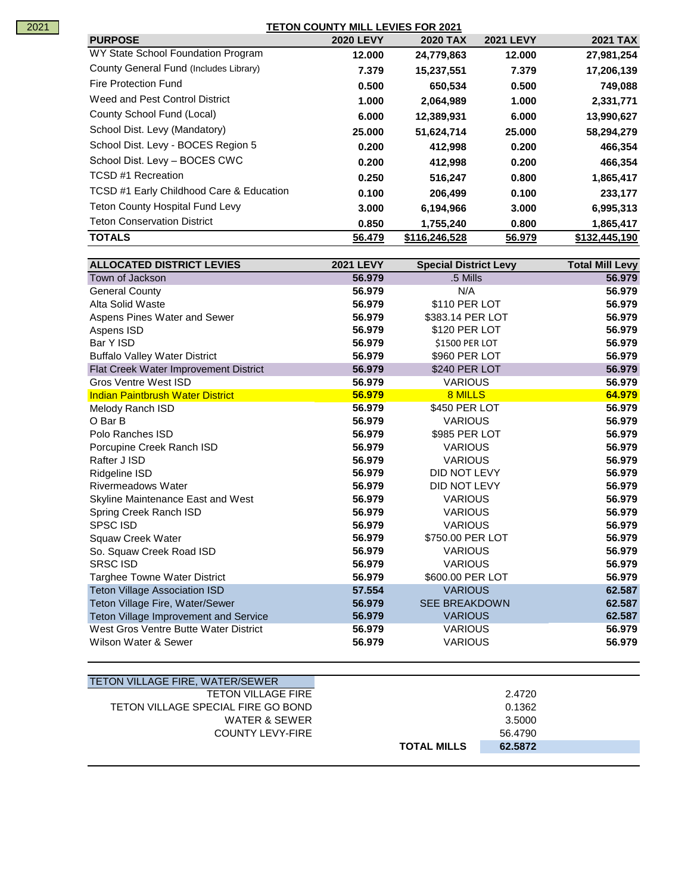2021

## TETON COUNTY MILL LEVIES FOR 2021

| PURPOSE | 2020 LEVY | 2020 TAX | 2021 LEVY | 2021 TAX |
|---|---|---|---|---|
| WY State School Foundation Program | 12.000 | 24,779,863 | 12.000 | 27,981,254 |
| County General Fund (Includes Library) | 7.379 | 15,237,551 | 7.379 | 17,206,139 |
| Fire Protection Fund | 0.500 | 650,534 | 0.500 | 749,088 |
| Weed and Pest Control District | 1.000 | 2,064,989 | 1.000 | 2,331,771 |
| County School Fund (Local) | 6.000 | 12,389,931 | 6.000 | 13,990,627 |
| School Dist. Levy (Mandatory) | 25.000 | 51,624,714 | 25.000 | 58,294,279 |
| School Dist. Levy - BOCES Region 5 | 0.200 | 412,998 | 0.200 | 466,354 |
| School Dist. Levy – BOCES CWC | 0.200 | 412,998 | 0.200 | 466,354 |
| TCSD #1 Recreation | 0.250 | 516,247 | 0.800 | 1,865,417 |
| TCSD #1 Early Childhood Care & Education | 0.100 | 206,499 | 0.100 | 233,177 |
| Teton County Hospital Fund Levy | 3.000 | 6,194,966 | 3.000 | 6,995,313 |
| Teton Conservation District | 0.850 | 1,755,240 | 0.800 | 1,865,417 |
| **TOTALS** | **56.479** | **$116,246,528** | **56.979** | **$132,445,190** |

| ALLOCATED DISTRICT LEVIES | 2021 LEVY | Special District Levy | Total Mill Levy |
|---|---|---|---|
| Town of Jackson | 56.979 | .5 Mills | 56.979 |
| General County | 56.979 | N/A | 56.979 |
| Alta Solid Waste | 56.979 | $110 PER LOT | 56.979 |
| Aspens Pines Water and Sewer | 56.979 | $383.14 PER LOT | 56.979 |
| Aspens ISD | 56.979 | $120 PER LOT | 56.979 |
| Bar Y ISD | 56.979 | $1500 PER LOT | 56.979 |
| Buffalo Valley Water District | 56.979 | $960 PER LOT | 56.979 |
| Flat Creek Water Improvement District | 56.979 | $240 PER LOT | 56.979 |
| Gros Ventre West ISD | 56.979 | VARIOUS | 56.979 |
| Indian Paintbrush Water District | 56.979 | 8 MILLS | 64.979 |
| Melody Ranch ISD | 56.979 | $450 PER LOT | 56.979 |
| O Bar B | 56.979 | VARIOUS | 56.979 |
| Polo Ranches ISD | 56.979 | $985 PER LOT | 56.979 |
| Porcupine Creek Ranch ISD | 56.979 | VARIOUS | 56.979 |
| Rafter J ISD | 56.979 | VARIOUS | 56.979 |
| Ridgeline ISD | 56.979 | DID NOT LEVY | 56.979 |
| Rivermeadows Water | 56.979 | DID NOT LEVY | 56.979 |
| Skyline Maintenance East and West | 56.979 | VARIOUS | 56.979 |
| Spring Creek Ranch ISD | 56.979 | VARIOUS | 56.979 |
| SPSC ISD | 56.979 | VARIOUS | 56.979 |
| Squaw Creek Water | 56.979 | $750.00 PER LOT | 56.979 |
| So. Squaw Creek Road ISD | 56.979 | VARIOUS | 56.979 |
| SRSC ISD | 56.979 | VARIOUS | 56.979 |
| Targhee Towne Water District | 56.979 | $600.00 PER LOT | 56.979 |
| Teton Village Association ISD | 57.554 | VARIOUS | 62.587 |
| Teton Village Fire, Water/Sewer | 56.979 | SEE BREAKDOWN | 62.587 |
| Teton Village Improvement and Service | 56.979 | VARIOUS | 62.587 |
| West Gros Ventre Butte Water District | 56.979 | VARIOUS | 56.979 |
| Wilson Water & Sewer | 56.979 | VARIOUS | 56.979 |

| TETON VILLAGE FIRE, WATER/SEWER | | |
|---|---|---|
| TETON VILLAGE FIRE | | 2.4720 |
| TETON VILLAGE SPECIAL FIRE GO BOND | | 0.1362 |
| WATER & SEWER | | 3.5000 |
| COUNTY LEVY-FIRE | | 56.4790 |
| | **TOTAL MILLS** | **62.5872** |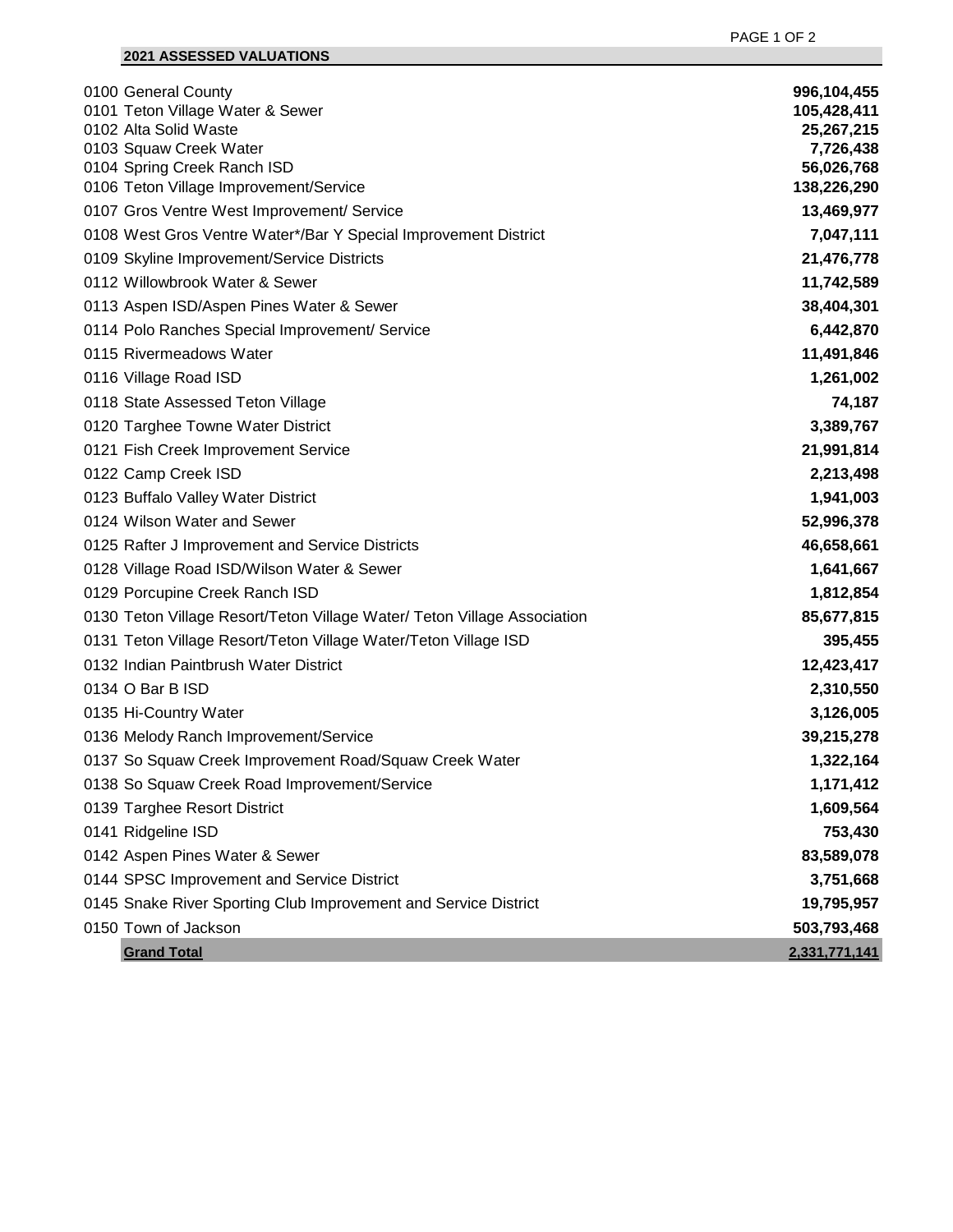## 2021 ASSESSED VALUATIONS

| | |
|---|---|
| 0100 General County | 996,104,455 |
| 0101 Teton Village Water & Sewer | 105,428,411 |
| 0102 Alta Solid Waste | 25,267,215 |
| 0103 Squaw Creek Water | 7,726,438 |
| 0104 Spring Creek Ranch ISD | 56,026,768 |
| 0106 Teton Village Improvement/Service | 138,226,290 |
| 0107 Gros Ventre West Improvement/ Service | 13,469,977 |
| 0108 West Gros Ventre Water*/Bar Y Special Improvement District | 7,047,111 |
| 0109 Skyline Improvement/Service Districts | 21,476,778 |
| 0112 Willowbrook Water & Sewer | 11,742,589 |
| 0113 Aspen ISD/Aspen Pines Water & Sewer | 38,404,301 |
| 0114 Polo Ranches Special Improvement/ Service | 6,442,870 |
| 0115 Rivermeadows Water | 11,491,846 |
| 0116 Village Road ISD | 1,261,002 |
| 0118 State Assessed Teton Village | 74,187 |
| 0120 Targhee Towne Water District | 3,389,767 |
| 0121 Fish Creek Improvement Service | 21,991,814 |
| 0122 Camp Creek ISD | 2,213,498 |
| 0123 Buffalo Valley Water District | 1,941,003 |
| 0124 Wilson Water and Sewer | 52,996,378 |
| 0125 Rafter J Improvement and Service Districts | 46,658,661 |
| 0128 Village Road ISD/Wilson Water & Sewer | 1,641,667 |
| 0129 Porcupine Creek Ranch ISD | 1,812,854 |
| 0130 Teton Village Resort/Teton Village Water/ Teton Village Association | 85,677,815 |
| 0131 Teton Village Resort/Teton Village Water/Teton Village ISD | 395,455 |
| 0132 Indian Paintbrush Water District | 12,423,417 |
| 0134 O Bar B ISD | 2,310,550 |
| 0135 Hi-Country Water | 3,126,005 |
| 0136 Melody Ranch Improvement/Service | 39,215,278 |
| 0137 So Squaw Creek Improvement Road/Squaw Creek Water | 1,322,164 |
| 0138 So Squaw Creek Road Improvement/Service | 1,171,412 |
| 0139 Targhee Resort District | 1,609,564 |
| 0141 Ridgeline ISD | 753,430 |
| 0142 Aspen Pines Water & Sewer | 83,589,078 |
| 0144 SPSC Improvement and Service District | 3,751,668 |
| 0145 Snake River Sporting Club Improvement and Service District | 19,795,957 |
| 0150 Town of Jackson | 503,793,468 |
| **Grand Total** | **2,331,771,141** |